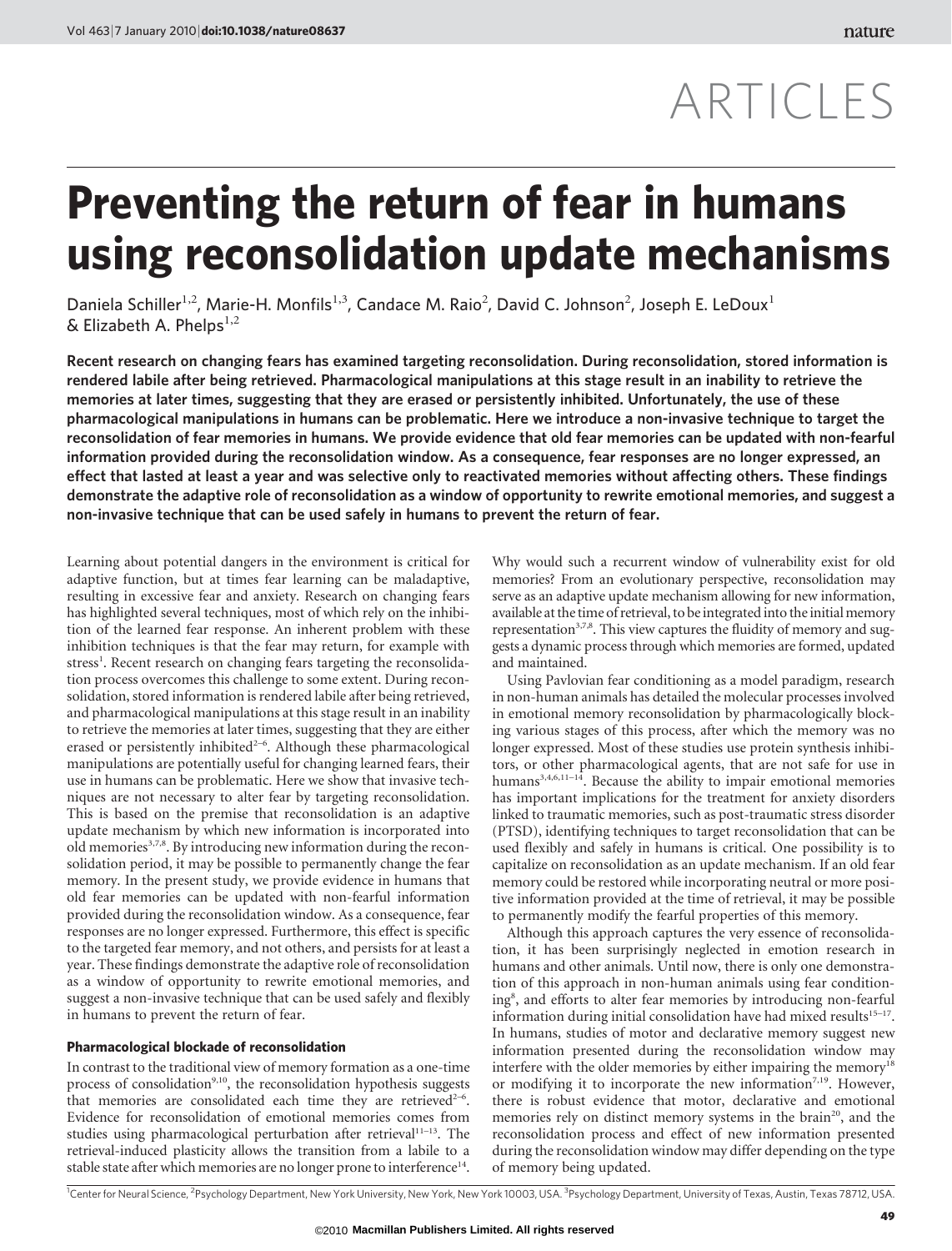ARTICLES

# Preventing the return of fear in humans using reconsolidation update mechanisms

Daniela Schiller[1,2], Marie-H. Monfils[1,3], Candace M. Raio[2], David C. Johnson[2], Joseph E. LeDoux[1] & Elizabeth A. Phelps[1,2]

**Recent research on changing fears has examined targeting reconsolidation. During reconsolidation, stored information is rendered labile after being retrieved. Pharmacological manipulations at this stage result in an inability to retrieve the memories at later times, suggesting that they are erased or persistently inhibited. Unfortunately, the use of these pharmacological manipulations in humans can be problematic. Here we introduce a non-invasive technique to target the reconsolidation of fear memories in humans. We provide evidence that old fear memories can be updated with non-fearful information provided during the reconsolidation window. As a consequence, fear responses are no longer expressed, an effect that lasted at least a year and was selective only to reactivated memories without affecting others. These findings demonstrate the adaptive role of reconsolidation as a window of opportunity to rewrite emotional memories, and suggest a non-invasive technique that can be used safely in humans to prevent the return of fear.**

Learning about potential dangers in the environment is critical for adaptive function, but at times fear learning can be maladaptive, resulting in excessive fear and anxiety. Research on changing fears has highlighted several techniques, most of which rely on the inhibition of the learned fear response. An inherent problem with these inhibition techniques is that the fear may return, for example with stress[1]. Recent research on changing fears targeting the reconsolidation process overcomes this challenge to some extent. During reconsolidation, stored information is rendered labile after being retrieved, and pharmacological manipulations at this stage result in an inability to retrieve the memories at later times, suggesting that they are either erased or persistently inhibited[2–6]. Although these pharmacological manipulations are potentially useful for changing learned fears, their use in humans can be problematic. Here we show that invasive techniques are not necessary to alter fear by targeting reconsolidation. This is based on the premise that reconsolidation is an adaptive update mechanism by which new information is incorporated into old memories[3,7,8]. By introducing new information during the reconsolidation period, it may be possible to permanently change the fear memory. In the present study, we provide evidence in humans that old fear memories can be updated with non-fearful information provided during the reconsolidation window. As a consequence, fear responses are no longer expressed. Furthermore, this effect is specific to the targeted fear memory, and not others, and persists for at least a year. These findings demonstrate the adaptive role of reconsolidation as a window of opportunity to rewrite emotional memories, and suggest a non-invasive technique that can be used safely and flexibly in humans to prevent the return of fear.

## Pharmacological blockade of reconsolidation

In contrast to the traditional view of memory formation as a one-time process of consolidation[9,10], the reconsolidation hypothesis suggests that memories are consolidated each time they are retrieved[2–6]. Evidence for reconsolidation of emotional memories comes from studies using pharmacological perturbation after retrieval[11–13]. The retrieval-induced plasticity allows the transition from a labile to a stable state after which memories are no longer prone to interference[14]. Why would such a recurrent window of vulnerability exist for old memories? From an evolutionary perspective, reconsolidation may serve as an adaptive update mechanism allowing for new information, available at the time of retrieval, to be integrated into the initial memory representation[3,7,8]. This view captures the fluidity of memory and suggests a dynamic process through which memories are formed, updated and maintained.

Using Pavlovian fear conditioning as a model paradigm, research in non-human animals has detailed the molecular processes involved in emotional memory reconsolidation by pharmacologically blocking various stages of this process, after which the memory was no longer expressed. Most of these studies use protein synthesis inhibitors, or other pharmacological agents, that are not safe for use in humans[3,4,6,11–14]. Because the ability to impair emotional memories has important implications for the treatment for anxiety disorders linked to traumatic memories, such as post-traumatic stress disorder (PTSD), identifying techniques to target reconsolidation that can be used flexibly and safely in humans is critical. One possibility is to capitalize on reconsolidation as an update mechanism. If an old fear memory could be restored while incorporating neutral or more positive information provided at the time of retrieval, it may be possible to permanently modify the fearful properties of this memory.

Although this approach captures the very essence of reconsolidation, it has been surprisingly neglected in emotion research in humans and other animals. Until now, there is only one demonstration of this approach in non-human animals using fear conditioning[8], and efforts to alter fear memories by introducing non-fearful information during initial consolidation have had mixed results[15–17]. In humans, studies of motor and declarative memory suggest new information presented during the reconsolidation window may interfere with the older memories by either impairing the memory[18] or modifying it to incorporate the new information[7,19]. However, there is robust evidence that motor, declarative and emotional memories rely on distinct memory systems in the brain[20], and the reconsolidation process and effect of new information presented during the reconsolidation window may differ depending on the type of memory being updated.

[1]Center for Neural Science, [2]Psychology Department, New York University, New York, New York 10003, USA. [3]Psychology Department, University of Texas, Austin, Texas 78712, USA.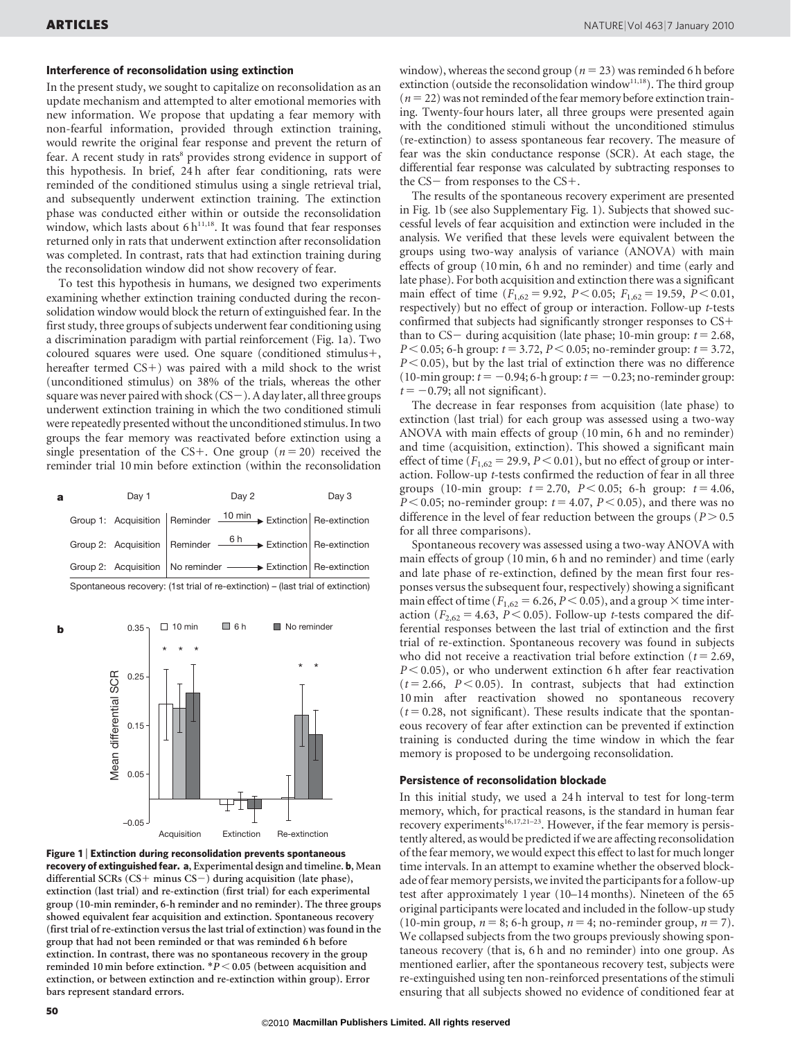## Interference of reconsolidation using extinction

In the present study, we sought to capitalize on reconsolidation as an update mechanism and attempted to alter emotional memories with new information. We propose that updating a fear memory with non-fearful information, provided through extinction training, would rewrite the original fear response and prevent the return of fear. A recent study in rats[8] provides strong evidence in support of this hypothesis. In brief, 24 h after fear conditioning, rats were reminded of the conditioned stimulus using a single retrieval trial, and subsequently underwent extinction training. The extinction phase was conducted either within or outside the reconsolidation window, which lasts about 6 h[11,18]. It was found that fear responses returned only in rats that underwent extinction after reconsolidation was completed. In contrast, rats that had extinction training during the reconsolidation window did not show recovery of fear.

To test this hypothesis in humans, we designed two experiments examining whether extinction training conducted during the reconsolidation window would block the return of extinguished fear. In the first study, three groups of subjects underwent fear conditioning using a discrimination paradigm with partial reinforcement (Fig. 1a). Two coloured squares were used. One square (conditioned stimulus+, hereafter termed CS+) was paired with a mild shock to the wrist (unconditioned stimulus) on 38% of the trials, whereas the other square was never paired with shock (CS−). A day later, all three groups underwent extinction training in which the two conditioned stimuli were repeatedly presented without the unconditioned stimulus. In two groups the fear memory was reactivated before extinction using a single presentation of the CS+. One group ($n = 20$) received the reminder trial 10 min before extinction (within the reconsolidation window), whereas the second group ($n = 23$) was reminded 6 h before extinction (outside the reconsolidation window[11,18]). The third group ($n = 22$) was not reminded of the fear memory before extinction training. Twenty-four hours later, all three groups were presented again with the conditioned stimuli without the unconditioned stimulus (re-extinction) to assess spontaneous fear recovery. The measure of fear was the skin conductance response (SCR). At each stage, the differential fear response was calculated by subtracting responses to the CS− from responses to the CS+.

**a**

| | Day 1 | Day 2 | | Day 3 |
|---|---|---|---|---|
| Group 1: | Acquisition | Reminder —10 min→ | Extinction | Re-extinction |
| Group 2: | Acquisition | Reminder —6 h→ | Extinction | Re-extinction |
| Group 2: | Acquisition | No reminder ——→ | Extinction | Re-extinction |

Spontaneous recovery: (1st trial of re-extinction) − (last trial of extinction)

**Figure 1 | Extinction during reconsolidation prevents spontaneous recovery of extinguished fear. a**, Experimental design and timeline. **b**, Mean differential SCRs (CS+ minus CS−) during acquisition (late phase), extinction (last trial) and re-extinction (first trial) for each experimental group (10-min reminder, 6-h reminder and no reminder). The three groups showed equivalent fear acquisition and extinction. Spontaneous recovery (first trial of re-extinction versus the last trial of extinction) was found in the group that had not been reminded or that was reminded 6 h before extinction. In contrast, there was no spontaneous recovery in the group reminded 10 min before extinction. *$P < 0.05$ (between acquisition and extinction, or between extinction and re-extinction within group). Error bars represent standard errors.

The results of the spontaneous recovery experiment are presented in Fig. 1b (see also Supplementary Fig. 1). Subjects that showed successful levels of fear acquisition and extinction were included in the analysis. We verified that these levels were equivalent between the groups using two-way analysis of variance (ANOVA) with main effects of group (10 min, 6 h and no reminder) and time (early and late phase). For both acquisition and extinction there was a significant main effect of time ($F_{1,62} = 9.92$, $P < 0.05$; $F_{1,62} = 19.59$, $P < 0.01$, respectively) but no effect of group or interaction. Follow-up $t$-tests confirmed that subjects had significantly stronger responses to CS+ than to CS− during acquisition (late phase; 10-min group: $t = 2.68$, $P < 0.05$; 6-h group: $t = 3.72$, $P < 0.05$; no-reminder group: $t = 3.72$, $P < 0.05$), but by the last trial of extinction there was no difference (10-min group: $t = -0.94$; 6-h group: $t = -0.23$; no-reminder group: $t = -0.79$; all not significant).

The decrease in fear responses from acquisition (late phase) to extinction (last trial) for each group was assessed using a two-way ANOVA with main effects of group (10 min, 6 h and no reminder) and time (acquisition, extinction). This showed a significant main effect of time ($F_{1,62} = 29.9$, $P < 0.01$), but no effect of group or interaction. Follow-up $t$-tests confirmed the reduction of fear in all three groups (10-min group: $t = 2.70$, $P < 0.05$; 6-h group: $t = 4.06$, $P < 0.05$; no-reminder group: $t = 4.07$, $P < 0.05$), and there was no difference in the level of fear reduction between the groups ($P > 0.5$ for all three comparisons).

Spontaneous recovery was assessed using a two-way ANOVA with main effects of group (10 min, 6 h and no reminder) and time (early and late phase of re-extinction, defined by the mean first four responses versus the subsequent four, respectively) showing a significant main effect of time ($F_{1,62} = 6.26$, $P < 0.05$), and a group × time interaction ($F_{2,62} = 4.63$, $P < 0.05$). Follow-up $t$-tests compared the differential responses between the last trial of extinction and the first trial of re-extinction. Spontaneous recovery was found in subjects who did not receive a reactivation trial before extinction ($t = 2.69$, $P < 0.05$), or who underwent extinction 6 h after fear reactivation ($t = 2.66$, $P < 0.05$). In contrast, subjects that had extinction 10 min after reactivation showed no spontaneous recovery ($t = 0.28$, not significant). These results indicate that the spontaneous recovery of fear after extinction can be prevented if extinction training is conducted during the time window in which the fear memory is proposed to be undergoing reconsolidation.

## Persistence of reconsolidation blockade

In this initial study, we used a 24 h interval to test for long-term memory, which, for practical reasons, is the standard in human fear recovery experiments[16,17,21–23]. However, if the fear memory is persistently altered, as would be predicted if we are affecting reconsolidation of the fear memory, we would expect this effect to last for much longer time intervals. In an attempt to examine whether the observed blockade of fear memory persists, we invited the participants for a follow-up test after approximately 1 year (10–14 months). Nineteen of the 65 original participants were located and included in the follow-up study (10-min group, $n = 8$; 6-h group, $n = 4$; no-reminder group, $n = 7$). We collapsed subjects from the two groups previously showing spontaneous recovery (that is, 6 h and no reminder) into one group. As mentioned earlier, after the spontaneous recovery test, subjects were re-extinguished using ten non-reinforced presentations of the stimuli ensuring that all subjects showed no evidence of conditioned fear at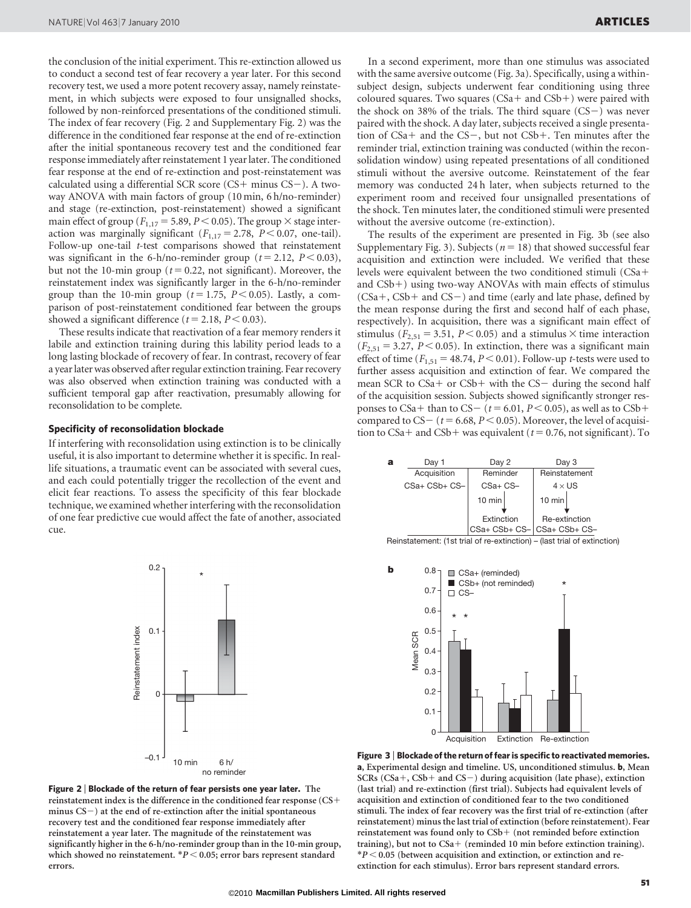the conclusion of the initial experiment. This re-extinction allowed us to conduct a second test of fear recovery a year later. For this second recovery test, we used a more potent recovery assay, namely reinstatement, in which subjects were exposed to four unsignalled shocks, followed by non-reinforced presentations of the conditioned stimuli. The index of fear recovery (Fig. 2 and Supplementary Fig. 2) was the difference in the conditioned fear response at the end of re-extinction after the initial spontaneous recovery test and the conditioned fear response immediately after reinstatement 1 year later. The conditioned fear response at the end of re-extinction and post-reinstatement was calculated using a differential SCR score (CS+ minus CS−). A two-way ANOVA with main factors of group (10 min, 6 h/no-reminder) and stage (re-extinction, post-reinstatement) showed a significant main effect of group ($F_{1,17} = 5.89$, $P < 0.05$). The group × stage interaction was marginally significant ($F_{1,17} = 2.78$, $P < 0.07$, one-tail). Follow-up one-tail $t$-test comparisons showed that reinstatement was significant in the 6-h/no-reminder group ($t = 2.12$, $P < 0.03$), but not the 10-min group ($t = 0.22$, not significant). Moreover, the reinstatement index was significantly larger in the 6-h/no-reminder group than the 10-min group ($t = 1.75$, $P < 0.05$). Lastly, a comparison of post-reinstatement conditioned fear between the groups showed a significant difference ($t = 2.18$, $P < 0.03$).

These results indicate that reactivation of a fear memory renders it labile and extinction training during this lability period leads to a long lasting blockade of recovery of fear. In contrast, recovery of fear a year later was observed after regular extinction training. Fear recovery was also observed when extinction training was conducted with a sufficient temporal gap after reactivation, presumably allowing for reconsolidation to be complete.

## Specificity of reconsolidation blockade

If interfering with reconsolidation using extinction is to be clinically useful, it is also important to determine whether it is specific. In real-life situations, a traumatic event can be associated with several cues, and each could potentially trigger the recollection of the event and elicit fear reactions. To assess the specificity of this fear blockade technique, we examined whether interfering with the reconsolidation of one fear predictive cue would affect the fate of another, associated cue.

**Figure 2 | Blockade of the return of fear persists one year later.** The reinstatement index is the difference in the conditioned fear response (CS+ minus CS−) at the end of re-extinction after the initial spontaneous recovery test and the conditioned fear response immediately after reinstatement a year later. The magnitude of the reinstatement was significantly higher in the 6-h/no-reminder group than in the 10-min group, which showed no reinstatement. *$P < 0.05$; error bars represent standard errors.

In a second experiment, more than one stimulus was associated with the same aversive outcome (Fig. 3a). Specifically, using a within-subject design, subjects underwent fear conditioning using three coloured squares. Two squares (CSa+ and CSb+) were paired with the shock on 38% of the trials. The third square (CS−) was never paired with the shock. A day later, subjects received a single presentation of CSa+ and the CS−, but not CSb+. Ten minutes after the reminder trial, extinction training was conducted (within the reconsolidation window) using repeated presentations of all conditioned stimuli without the aversive outcome. Reinstatement of the fear memory was conducted 24 h later, when subjects returned to the experiment room and received four unsignalled presentations of the shock. Ten minutes later, the conditioned stimuli were presented without the aversive outcome (re-extinction).

The results of the experiment are presented in Fig. 3b (see also Supplementary Fig. 3). Subjects ($n = 18$) that showed successful fear acquisition and extinction were included. We verified that these levels were equivalent between the two conditioned stimuli (CSa+ and CSb+) using two-way ANOVAs with main effects of stimulus (CSa+, CSb+ and CS−) and time (early and late phase, defined by the mean response during the first and second half of each phase, respectively). In acquisition, there was a significant main effect of stimulus ($F_{2,51} = 3.51$, $P < 0.05$) and a stimulus × time interaction ($F_{2,51} = 3.27$, $P < 0.05$). In extinction, there was a significant main effect of time ($F_{1,51} = 48.74$, $P < 0.01$). Follow-up $t$-tests were used to further assess acquisition and extinction of fear. We compared the mean SCR to CSa+ or CSb+ with the CS− during the second half of the acquisition session. Subjects showed significantly stronger responses to CSa+ than to CS− ($t = 6.01$, $P < 0.05$), as well as to CSb+ compared to CS− ($t = 6.68$, $P < 0.05$). Moreover, the level of acquisition to CSa+ and CSb+ was equivalent ($t = 0.76$, not significant). To

**Figure 3 | Blockade of the return of fear is specific to reactivated memories.** **a**, Experimental design and timeline. US, unconditioned stimulus. **b**, Mean SCRs (CSa+, CSb+ and CS−) during acquisition (late phase), extinction (last trial) and re-extinction (first trial). Subjects had equivalent levels of acquisition and extinction of conditioned fear to the two conditioned stimuli. The index of fear recovery was the first trial of re-extinction (after reinstatement) minus the last trial of extinction (before reinstatement). Fear reinstatement was found only to CSb+ (not reminded before extinction training), but not to CSa+ (reminded 10 min before extinction training). *$P < 0.05$ (between acquisition and extinction, or extinction and re-extinction for each stimulus). Error bars represent standard errors.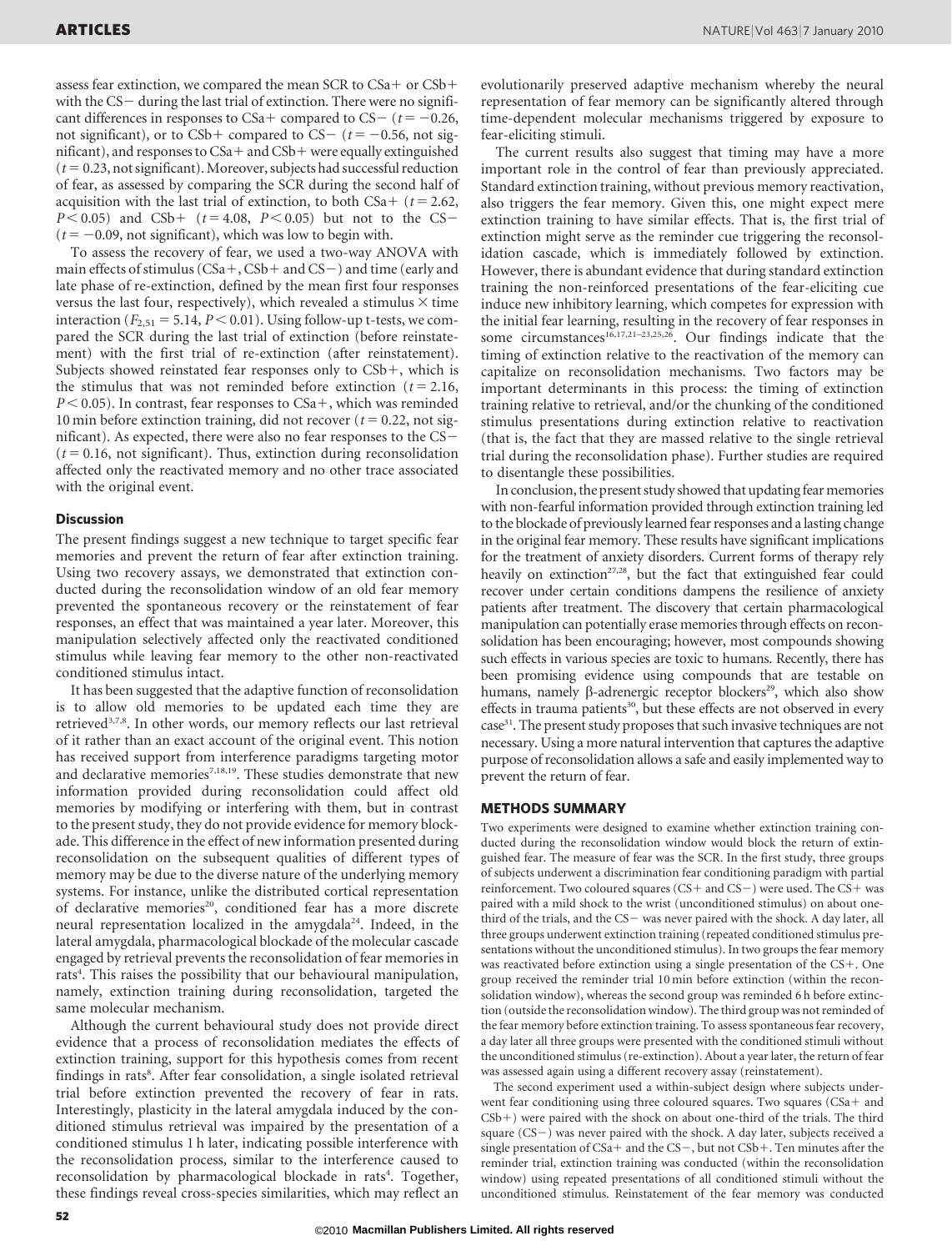assess fear extinction, we compared the mean SCR to CSa+ or CSb+ with the CS− during the last trial of extinction. There were no significant differences in responses to CSa+ compared to CS− ($t = -0.26$, not significant), or to CSb+ compared to CS− ($t = -0.56$, not significant), and responses to CSa+ and CSb+ were equally extinguished ($t = 0.23$, not significant). Moreover, subjects had successful reduction of fear, as assessed by comparing the SCR during the second half of acquisition with the last trial of extinction, to both CSa+ ($t = 2.62$, $P < 0.05$) and CSb+ ($t = 4.08$, $P < 0.05$) but not to the CS− ($t = -0.09$, not significant), which was low to begin with.

To assess the recovery of fear, we used a two-way ANOVA with main effects of stimulus (CSa+, CSb+ and CS−) and time (early and late phase of re-extinction, defined by the mean first four responses versus the last four, respectively), which revealed a stimulus × time interaction ($F_{2,51} = 5.14$, $P < 0.01$). Using follow-up t-tests, we compared the SCR during the last trial of extinction (before reinstatement) with the first trial of re-extinction (after reinstatement). Subjects showed reinstated fear responses only to CSb+, which is the stimulus that was not reminded before extinction ($t = 2.16$, $P < 0.05$). In contrast, fear responses to CSa+, which was reminded 10 min before extinction training, did not recover ($t = 0.22$, not significant). As expected, there were also no fear responses to the CS− ($t = 0.16$, not significant). Thus, extinction during reconsolidation affected only the reactivated memory and no other trace associated with the original event.

## Discussion

The present findings suggest a new technique to target specific fear memories and prevent the return of fear after extinction training. Using two recovery assays, we demonstrated that extinction conducted during the reconsolidation window of an old fear memory prevented the spontaneous recovery or the reinstatement of fear responses, an effect that was maintained a year later. Moreover, this manipulation selectively affected only the reactivated conditioned stimulus while leaving fear memory to the other non-reactivated conditioned stimulus intact.

It has been suggested that the adaptive function of reconsolidation is to allow old memories to be updated each time they are retrieved[3,7,8]. In other words, our memory reflects our last retrieval of it rather than an exact account of the original event. This notion has received support from interference paradigms targeting motor and declarative memories[7,18,19]. These studies demonstrate that new information provided during reconsolidation could affect old memories by modifying or interfering with them, but in contrast to the present study, they do not provide evidence for memory blockade. This difference in the effect of new information presented during reconsolidation on the subsequent qualities of different types of memory may be due to the diverse nature of the underlying memory systems. For instance, unlike the distributed cortical representation of declarative memories[20], conditioned fear has a more discrete neural representation localized in the amygdala[24]. Indeed, in the lateral amygdala, pharmacological blockade of the molecular cascade engaged by retrieval prevents the reconsolidation of fear memories in rats[4]. This raises the possibility that our behavioural manipulation, namely, extinction training during reconsolidation, targeted the same molecular mechanism.

Although the current behavioural study does not provide direct evidence that a process of reconsolidation mediates the effects of extinction training, support for this hypothesis comes from recent findings in rats[8]. After fear consolidation, a single isolated retrieval trial before extinction prevented the recovery of fear in rats. Interestingly, plasticity in the lateral amygdala induced by the conditioned stimulus retrieval was impaired by the presentation of a conditioned stimulus 1 h later, indicating possible interference with the reconsolidation process, similar to the interference caused to reconsolidation by pharmacological blockade in rats[4]. Together, these findings reveal cross-species similarities, which may reflect an evolutionarily preserved adaptive mechanism whereby the neural representation of fear memory can be significantly altered through time-dependent molecular mechanisms triggered by exposure to fear-eliciting stimuli.

The current results also suggest that timing may have a more important role in the control of fear than previously appreciated. Standard extinction training, without previous memory reactivation, also triggers the fear memory. Given this, one might expect mere extinction training to have similar effects. That is, the first trial of extinction might serve as the reminder cue triggering the reconsolidation cascade, which is immediately followed by extinction. However, there is abundant evidence that during standard extinction training the non-reinforced presentations of the fear-eliciting cue induce new inhibitory learning, which competes for expression with the initial fear learning, resulting in the recovery of fear responses in some circumstances[16,17,21–23,25,26]. Our findings indicate that the timing of extinction relative to the reactivation of the memory can capitalize on reconsolidation mechanisms. Two factors may be important determinants in this process: the timing of extinction training relative to retrieval, and/or the chunking of the conditioned stimulus presentations during extinction relative to reactivation (that is, the fact that they are massed relative to the single retrieval trial during the reconsolidation phase). Further studies are required to disentangle these possibilities.

In conclusion, the present study showed that updating fear memories with non-fearful information provided through extinction training led to the blockade of previously learned fear responses and a lasting change in the original fear memory. These results have significant implications for the treatment of anxiety disorders. Current forms of therapy rely heavily on extinction[27,28], but the fact that extinguished fear could recover under certain conditions dampens the resilience of anxiety patients after treatment. The discovery that certain pharmacological manipulation can potentially erase memories through effects on reconsolidation has been encouraging; however, most compounds showing such effects in various species are toxic to humans. Recently, there has been promising evidence using compounds that are testable on humans, namely β-adrenergic receptor blockers[29], which also show effects in trauma patients[30], but these effects are not observed in every case[31]. The present study proposes that such invasive techniques are not necessary. Using a more natural intervention that captures the adaptive purpose of reconsolidation allows a safe and easily implemented way to prevent the return of fear.

## METHODS SUMMARY

Two experiments were designed to examine whether extinction training conducted during the reconsolidation window would block the return of extinguished fear. The measure of fear was the SCR. In the first study, three groups of subjects underwent a discrimination fear conditioning paradigm with partial reinforcement. Two coloured squares (CS+ and CS−) were used. The CS+ was paired with a mild shock to the wrist (unconditioned stimulus) on about one-third of the trials, and the CS− was never paired with the shock. A day later, all three groups underwent extinction training (repeated conditioned stimulus presentations without the unconditioned stimulus). In two groups the fear memory was reactivated before extinction using a single presentation of the CS+. One group received the reminder trial 10 min before extinction (within the reconsolidation window), whereas the second group was reminded 6 h before extinction (outside the reconsolidation window). The third group was not reminded of the fear memory before extinction training. To assess spontaneous fear recovery, a day later all three groups were presented with the conditioned stimuli without the unconditioned stimulus (re-extinction). About a year later, the return of fear was assessed again using a different recovery assay (reinstatement).

The second experiment used a within-subject design where subjects underwent fear conditioning using three coloured squares. Two squares (CSa+ and CSb+) were paired with the shock on about one-third of the trials. The third square (CS−) was never paired with the shock. A day later, subjects received a single presentation of CSa+ and the CS−, but not CSb+. Ten minutes after the reminder trial, extinction training was conducted (within the reconsolidation window) using repeated presentations of all conditioned stimuli without the unconditioned stimulus. Reinstatement of the fear memory was conducted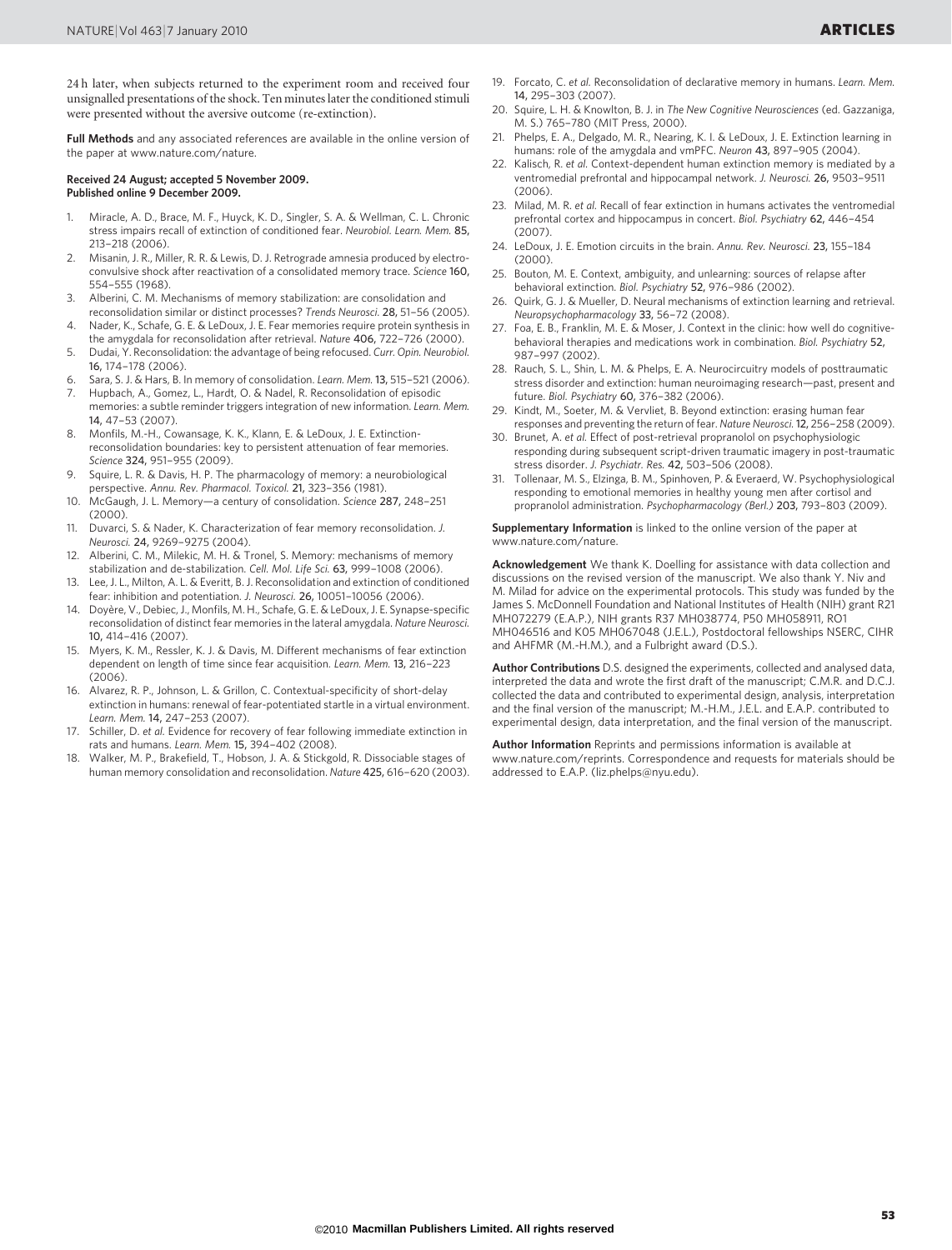24 h later, when subjects returned to the experiment room and received four unsignalled presentations of the shock. Ten minutes later the conditioned stimuli were presented without the aversive outcome (re-extinction).

**Full Methods** and any associated references are available in the online version of the paper at www.nature.com/nature.

**Received 24 August; accepted 5 November 2009.**
**Published online 9 December 2009.**

1. Miracle, A. D., Brace, M. F., Huyck, K. D., Singler, S. A. & Wellman, C. L. Chronic stress impairs recall of extinction of conditioned fear. *Neurobiol. Learn. Mem.* **85,** 213–218 (2006).
2. Misanin, J. R., Miller, R. R. & Lewis, D. J. Retrograde amnesia produced by electroconvulsive shock after reactivation of a consolidated memory trace. *Science* **160,** 554–555 (1968).
3. Alberini, C. M. Mechanisms of memory stabilization: are consolidation and reconsolidation similar or distinct processes? *Trends Neurosci.* **28,** 51–56 (2005).
4. Nader, K., Schafe, G. E. & LeDoux, J. E. Fear memories require protein synthesis in the amygdala for reconsolidation after retrieval. *Nature* **406,** 722–726 (2000).
5. Dudai, Y. Reconsolidation: the advantage of being refocused. *Curr. Opin. Neurobiol.* **16,** 174–178 (2006).
6. Sara, S. J. & Hars, B. In memory of consolidation. *Learn. Mem.* **13,** 515–521 (2006).
7. Hupbach, A., Gomez, L., Hardt, O. & Nadel, R. Reconsolidation of episodic memories: a subtle reminder triggers integration of new information. *Learn. Mem.* **14,** 47–53 (2007).
8. Monfils, M.-H., Cowansage, K. K., Klann, E. & LeDoux, J. E. Extinction-reconsolidation boundaries: key to persistent attenuation of fear memories. *Science* **324,** 951–955 (2009).
9. Squire, L. R. & Davis, H. P. The pharmacology of memory: a neurobiological perspective. *Annu. Rev. Pharmacol. Toxicol.* **21,** 323–356 (1981).
10. McGaugh, J. L. Memory—a century of consolidation. *Science* **287,** 248–251 (2000).
11. Duvarci, S. & Nader, K. Characterization of fear memory reconsolidation. *J. Neurosci.* **24,** 9269–9275 (2004).
12. Alberini, C. M., Milekic, M. H. & Tronel, S. Memory: mechanisms of memory stabilization and de-stabilization. *Cell. Mol. Life Sci.* **63,** 999–1008 (2006).
13. Lee, J. L., Milton, A. L. & Everitt, B. J. Reconsolidation and extinction of conditioned fear: inhibition and potentiation. *J. Neurosci.* **26,** 10051–10056 (2006).
14. Doyère, V., Debiec, J., Monfils, M. H., Schafe, G. E. & LeDoux, J. E. Synapse-specific reconsolidation of distinct fear memories in the lateral amygdala. *Nature Neurosci.* **10,** 414–416 (2007).
15. Myers, K. M., Ressler, K. J. & Davis, M. Different mechanisms of fear extinction dependent on length of time since fear acquisition. *Learn. Mem.* **13,** 216–223 (2006).
16. Alvarez, R. P., Johnson, L. & Grillon, C. Contextual-specificity of short-delay extinction in humans: renewal of fear-potentiated startle in a virtual environment. *Learn. Mem.* **14,** 247–253 (2007).
17. Schiller, D. *et al.* Evidence for recovery of fear following immediate extinction in rats and humans. *Learn. Mem.* **15,** 394–402 (2008).
18. Walker, M. P., Brakefield, T., Hobson, J. A. & Stickgold, R. Dissociable stages of human memory consolidation and reconsolidation. *Nature* **425,** 616–620 (2003).
19. Forcato, C. *et al.* Reconsolidation of declarative memory in humans. *Learn. Mem.* **14,** 295–303 (2007).
20. Squire, L. H. & Knowlton, B. J. in *The New Cognitive Neurosciences* (ed. Gazzaniga, M. S.) 765–780 (MIT Press, 2000).
21. Phelps, E. A., Delgado, M. R., Nearing, K. I. & LeDoux, J. E. Extinction learning in humans: role of the amygdala and vmPFC. *Neuron* **43,** 897–905 (2004).
22. Kalisch, R. *et al.* Context-dependent human extinction memory is mediated by a ventromedial prefrontal and hippocampal network. *J. Neurosci.* **26,** 9503–9511 (2006).
23. Milad, M. R. *et al.* Recall of fear extinction in humans activates the ventromedial prefrontal cortex and hippocampus in concert. *Biol. Psychiatry* **62,** 446–454 (2007).
24. LeDoux, J. E. Emotion circuits in the brain. *Annu. Rev. Neurosci.* **23,** 155–184 (2000).
25. Bouton, M. E. Context, ambiguity, and unlearning: sources of relapse after behavioral extinction. *Biol. Psychiatry* **52,** 976–986 (2002).
26. Quirk, G. J. & Mueller, D. Neural mechanisms of extinction learning and retrieval. *Neuropsychopharmacology* **33,** 56–72 (2008).
27. Foa, E. B., Franklin, M. E. & Moser, J. Context in the clinic: how well do cognitive-behavioral therapies and medications work in combination. *Biol. Psychiatry* **52,** 987–997 (2002).
28. Rauch, S. L., Shin, L. M. & Phelps, E. A. Neurocircuitry models of posttraumatic stress disorder and extinction: human neuroimaging research—past, present and future. *Biol. Psychiatry* **60,** 376–382 (2006).
29. Kindt, M., Soeter, M. & Vervliet, B. Beyond extinction: erasing human fear responses and preventing the return of fear. *Nature Neurosci.* **12,** 256–258 (2009).
30. Brunet, A. *et al.* Effect of post-retrieval propranolol on psychophysiologic responding during subsequent script-driven traumatic imagery in post-traumatic stress disorder. *J. Psychiatr. Res.* **42,** 503–506 (2008).
31. Tollenaar, M. S., Elzinga, B. M., Spinhoven, P. & Everaerd, W. Psychophysiological responding to emotional memories in healthy young men after cortisol and propranolol administration. *Psychopharmacology (Berl.)* **203,** 793–803 (2009).

**Supplementary Information** is linked to the online version of the paper at www.nature.com/nature.

**Acknowledgement** We thank K. Doelling for assistance with data collection and discussions on the revised version of the manuscript. We also thank Y. Niv and M. Milad for advice on the experimental protocols. This study was funded by the James S. McDonnell Foundation and National Institutes of Health (NIH) grant R21 MH072279 (E.A.P.), NIH grants R37 MH038774, P50 MH058911, RO1 MH046516 and K05 MH067048 (J.E.L.), Postdoctoral fellowships NSERC, CIHR and AHFMR (M.-H.M.), and a Fulbright award (D.S.).

**Author Contributions** D.S. designed the experiments, collected and analysed data, interpreted the data and wrote the first draft of the manuscript; C.M.R. and D.C.J. collected the data and contributed to experimental design, analysis, interpretation and the final version of the manuscript; M.-H.M., J.E.L. and E.A.P. contributed to experimental design, data interpretation, and the final version of the manuscript.

**Author Information** Reprints and permissions information is available at www.nature.com/reprints. Correspondence and requests for materials should be addressed to E.A.P. (liz.phelps@nyu.edu).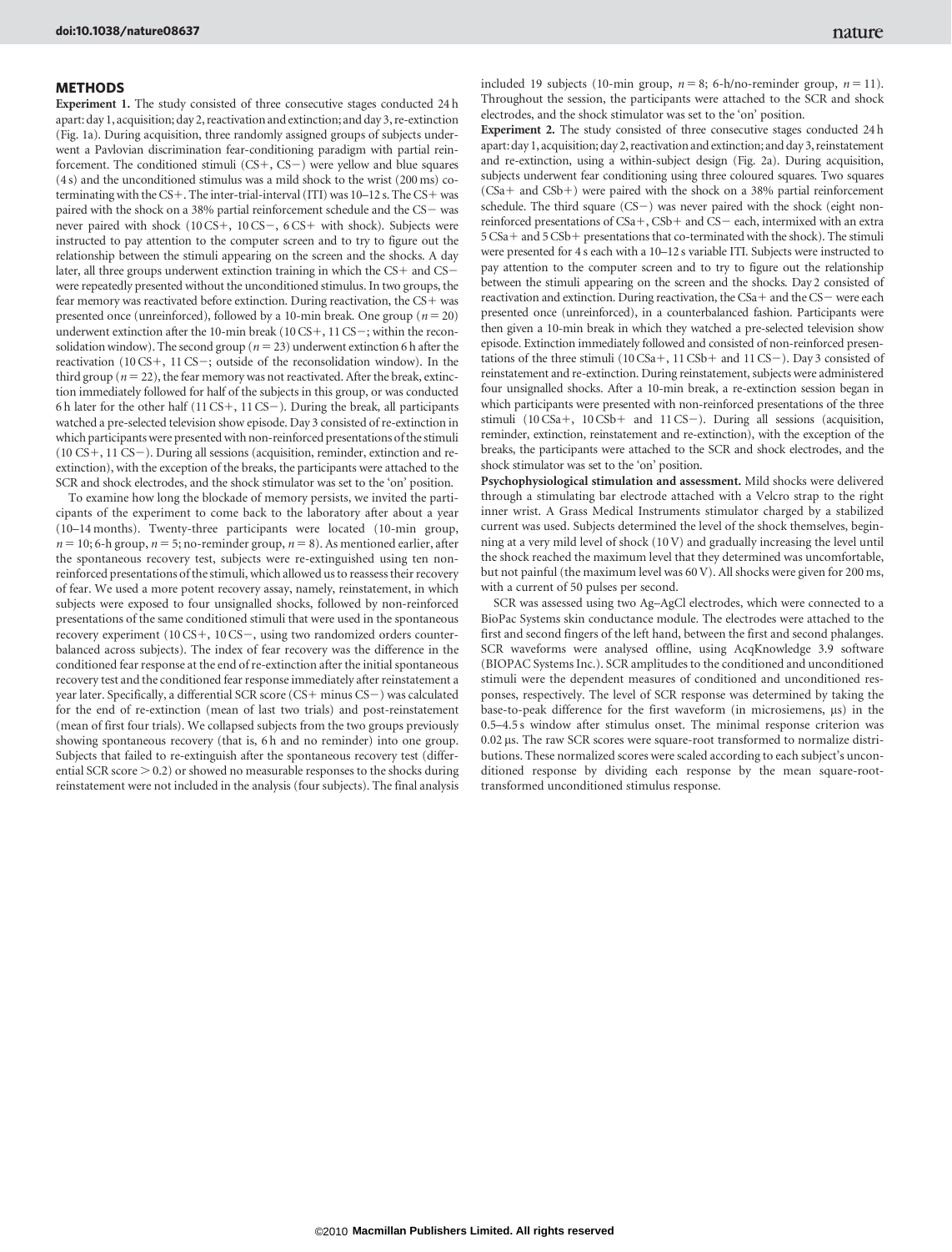## METHODS

**Experiment 1.** The study consisted of three consecutive stages conducted 24 h apart: day 1, acquisition; day 2, reactivation and extinction; and day 3, re-extinction (Fig. 1a). During acquisition, three randomly assigned groups of subjects underwent a Pavlovian discrimination fear-conditioning paradigm with partial reinforcement. The conditioned stimuli (CS+, CS−) were yellow and blue squares (4 s) and the unconditioned stimulus was a mild shock to the wrist (200 ms) co-terminating with the CS+. The inter-trial-interval (ITI) was 10–12 s. The CS+ was paired with the shock on a 38% partial reinforcement schedule and the CS− was never paired with shock (10 CS+, 10 CS−, 6 CS+ with shock). Subjects were instructed to pay attention to the computer screen and to try to figure out the relationship between the stimuli appearing on the screen and the shocks. A day later, all three groups underwent extinction training in which the CS+ and CS− were repeatedly presented without the unconditioned stimulus. In two groups, the fear memory was reactivated before extinction. During reactivation, the CS+ was presented once (unreinforced), followed by a 10-min break. One group ($n = 20$) underwent extinction after the 10-min break (10 CS+, 11 CS−; within the reconsolidation window). The second group ($n = 23$) underwent extinction 6 h after the reactivation (10 CS+, 11 CS−; outside of the reconsolidation window). In the third group ($n = 22$), the fear memory was not reactivated. After the break, extinction immediately followed for half of the subjects in this group, or was conducted 6 h later for the other half (11 CS+, 11 CS−). During the break, all participants watched a pre-selected television show episode. Day 3 consisted of re-extinction in which participants were presented with non-reinforced presentations of the stimuli (10 CS+, 11 CS−). During all sessions (acquisition, reminder, extinction and re-extinction), with the exception of the breaks, the participants were attached to the SCR and shock electrodes, and the shock stimulator was set to the 'on' position.

To examine how long the blockade of memory persists, we invited the participants of the experiment to come back to the laboratory after about a year (10–14 months). Twenty-three participants were located (10-min group, $n = 10$; 6-h group, $n = 5$; no-reminder group, $n = 8$). As mentioned earlier, after the spontaneous recovery test, subjects were re-extinguished using ten non-reinforced presentations of the stimuli, which allowed us to reassess their recovery of fear. We used a more potent recovery assay, namely, reinstatement, in which subjects were exposed to four unsignalled shocks, followed by non-reinforced presentations of the same conditioned stimuli that were used in the spontaneous recovery experiment (10 CS+, 10 CS−, using two randomized orders counterbalanced across subjects). The index of fear recovery was the difference in the conditioned fear response at the end of re-extinction after the initial spontaneous recovery test and the conditioned fear response immediately after reinstatement a year later. Specifically, a differential SCR score (CS+ minus CS−) was calculated for the end of re-extinction (mean of last two trials) and post-reinstatement (mean of first four trials). We collapsed subjects from the two groups previously showing spontaneous recovery (that is, 6 h and no reminder) into one group. Subjects that failed to re-extinguish after the spontaneous recovery test (differential SCR score $> 0.2$) or showed no measurable responses to the shocks during reinstatement were not included in the analysis (four subjects). The final analysis included 19 subjects (10-min group, $n = 8$; 6-h/no-reminder group, $n = 11$). Throughout the session, the participants were attached to the SCR and shock electrodes, and the shock stimulator was set to the 'on' position.

**Experiment 2.** The study consisted of three consecutive stages conducted 24 h apart: day 1, acquisition; day 2, reactivation and extinction; and day 3, reinstatement and re-extinction, using a within-subject design (Fig. 2a). During acquisition, subjects underwent fear conditioning using three coloured squares. Two squares (CSa+ and CSb+) were paired with the shock on a 38% partial reinforcement schedule. The third square (CS−) was never paired with the shock (eight non-reinforced presentations of CSa+, CSb+ and CS− each, intermixed with an extra 5 CSa+ and 5 CSb+ presentations that co-terminated with the shock). The stimuli were presented for 4 s each with a 10–12 s variable ITI. Subjects were instructed to pay attention to the computer screen and to try to figure out the relationship between the stimuli appearing on the screen and the shocks. Day 2 consisted of reactivation and extinction. During reactivation, the CSa+ and the CS− were each presented once (unreinforced), in a counterbalanced fashion. Participants were then given a 10-min break in which they watched a pre-selected television show episode. Extinction immediately followed and consisted of non-reinforced presentations of the three stimuli (10 CSa+, 11 CSb+ and 11 CS−). Day 3 consisted of reinstatement and re-extinction. During reinstatement, subjects were administered four unsignalled shocks. After a 10-min break, a re-extinction session began in which participants were presented with non-reinforced presentations of the three stimuli (10 CSa+, 10 CSb+ and 11 CS−). During all sessions (acquisition, reminder, extinction, reinstatement and re-extinction), with the exception of the breaks, the participants were attached to the SCR and shock electrodes, and the shock stimulator was set to the 'on' position.

**Psychophysiological stimulation and assessment.** Mild shocks were delivered through a stimulating bar electrode attached with a Velcro strap to the right inner wrist. A Grass Medical Instruments stimulator charged by a stabilized current was used. Subjects determined the level of the shock themselves, beginning at a very mild level of shock (10 V) and gradually increasing the level until the shock reached the maximum level that they determined was uncomfortable, but not painful (the maximum level was 60 V). All shocks were given for 200 ms, with a current of 50 pulses per second.

SCR was assessed using two Ag–AgCl electrodes, which were connected to a BioPac Systems skin conductance module. The electrodes were attached to the first and second fingers of the left hand, between the first and second phalanges. SCR waveforms were analysed offline, using AcqKnowledge 3.9 software (BIOPAC Systems Inc.). SCR amplitudes to the conditioned and unconditioned stimuli were the dependent measures of conditioned and unconditioned responses, respectively. The level of SCR response was determined by taking the base-to-peak difference for the first waveform (in microsiemens, μs) in the 0.5–4.5 s window after stimulus onset. The minimal response criterion was 0.02 μs. The raw SCR scores were square-root transformed to normalize distributions. These normalized scores were scaled according to each subject's unconditioned response by dividing each response by the mean square-root-transformed unconditioned stimulus response.